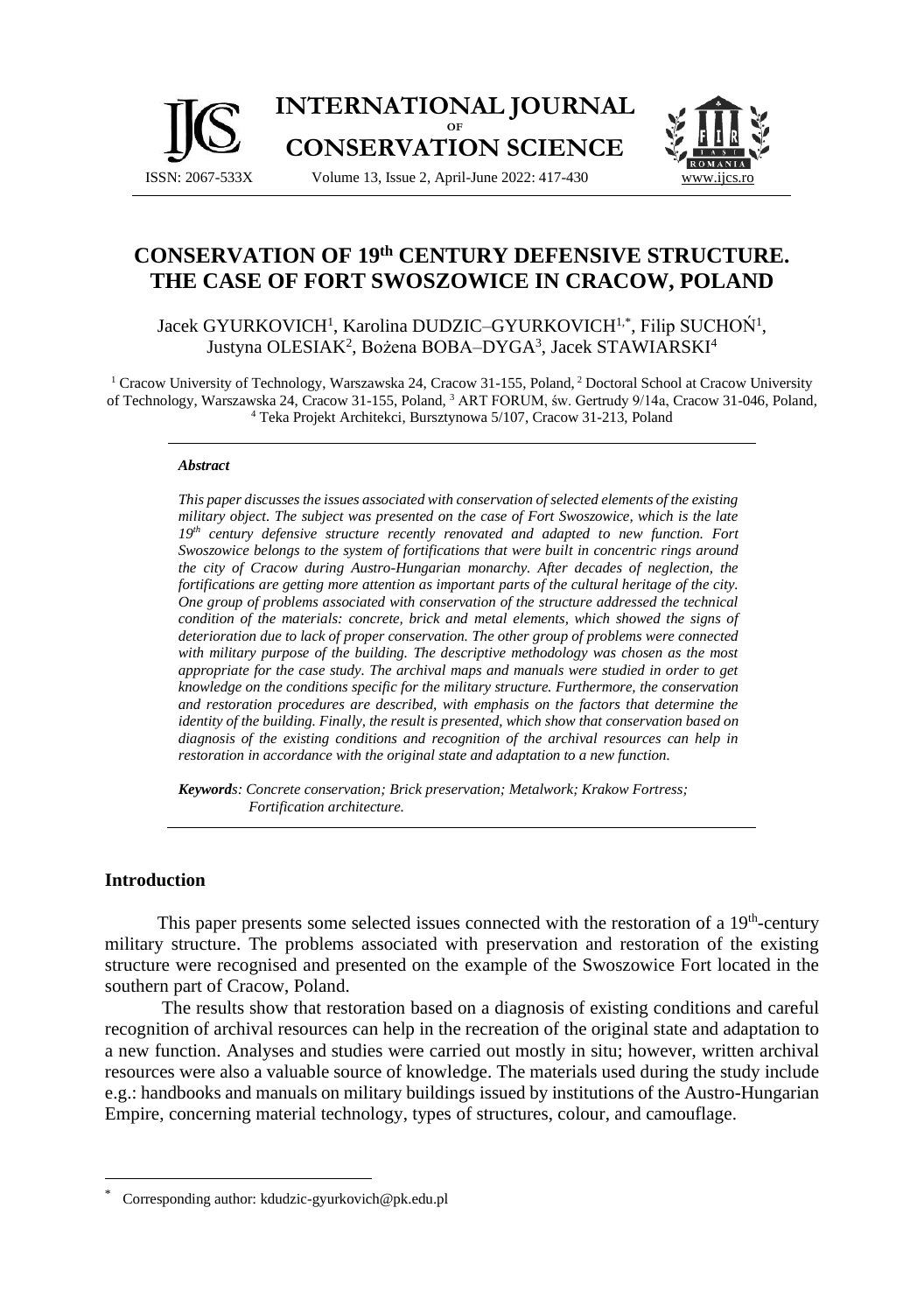# CONSERVATION OF 19th CENTURY DEFENSIVE STRUCTURE. THE CASE OF FORT SWOSZOWICE IN CRACOW, POLAND

Jacek GYURKOVICH[1], Karolina DUDZIC–GYURKOVICH[1,*], Filip SUCHOŃ[1], Justyna OLESIAK[2], Bożena BOBA–DYGA[3], Jacek STAWIARSKI[4]

[1] Cracow University of Technology, Warszawska 24, Cracow 31-155, Poland, [2] Doctoral School at Cracow University of Technology, Warszawska 24, Cracow 31-155, Poland, [3] ART FORUM, św. Gertrudy 9/14a, Cracow 31-046, Poland, [4] Teka Projekt Architekci, Bursztynowa 5/107, Cracow 31-213, Poland

### *Abstract*

*This paper discusses the issues associated with conservation of selected elements of the existing military object. The subject was presented on the case of Fort Swoszowice, which is the late 19th century defensive structure recently renovated and adapted to new function. Fort Swoszowice belongs to the system of fortifications that were built in concentric rings around the city of Cracow during Austro-Hungarian monarchy. After decades of neglection, the fortifications are getting more attention as important parts of the cultural heritage of the city. One group of problems associated with conservation of the structure addressed the technical condition of the materials: concrete, brick and metal elements, which showed the signs of deterioration due to lack of proper conservation. The other group of problems were connected with military purpose of the building. The descriptive methodology was chosen as the most appropriate for the case study. The archival maps and manuals were studied in order to get knowledge on the conditions specific for the military structure. Furthermore, the conservation and restoration procedures are described, with emphasis on the factors that determine the identity of the building. Finally, the result is presented, which show that conservation based on diagnosis of the existing conditions and recognition of the archival resources can help in restoration in accordance with the original state and adaptation to a new function.*

***Keywords**: Concrete conservation; Brick preservation; Metalwork; Krakow Fortress; Fortification architecture.*

## Introduction

This paper presents some selected issues connected with the restoration of a 19th-century military structure. The problems associated with preservation and restoration of the existing structure were recognised and presented on the example of the Swoszowice Fort located in the southern part of Cracow, Poland.

The results show that restoration based on a diagnosis of existing conditions and careful recognition of archival resources can help in the recreation of the original state and adaptation to a new function. Analyses and studies were carried out mostly in situ; however, written archival resources were also a valuable source of knowledge. The materials used during the study include e.g.: handbooks and manuals on military buildings issued by institutions of the Austro-Hungarian Empire, concerning material technology, types of structures, colour, and camouflage.

\* Corresponding author: kdudzic-gyurkovich@pk.edu.pl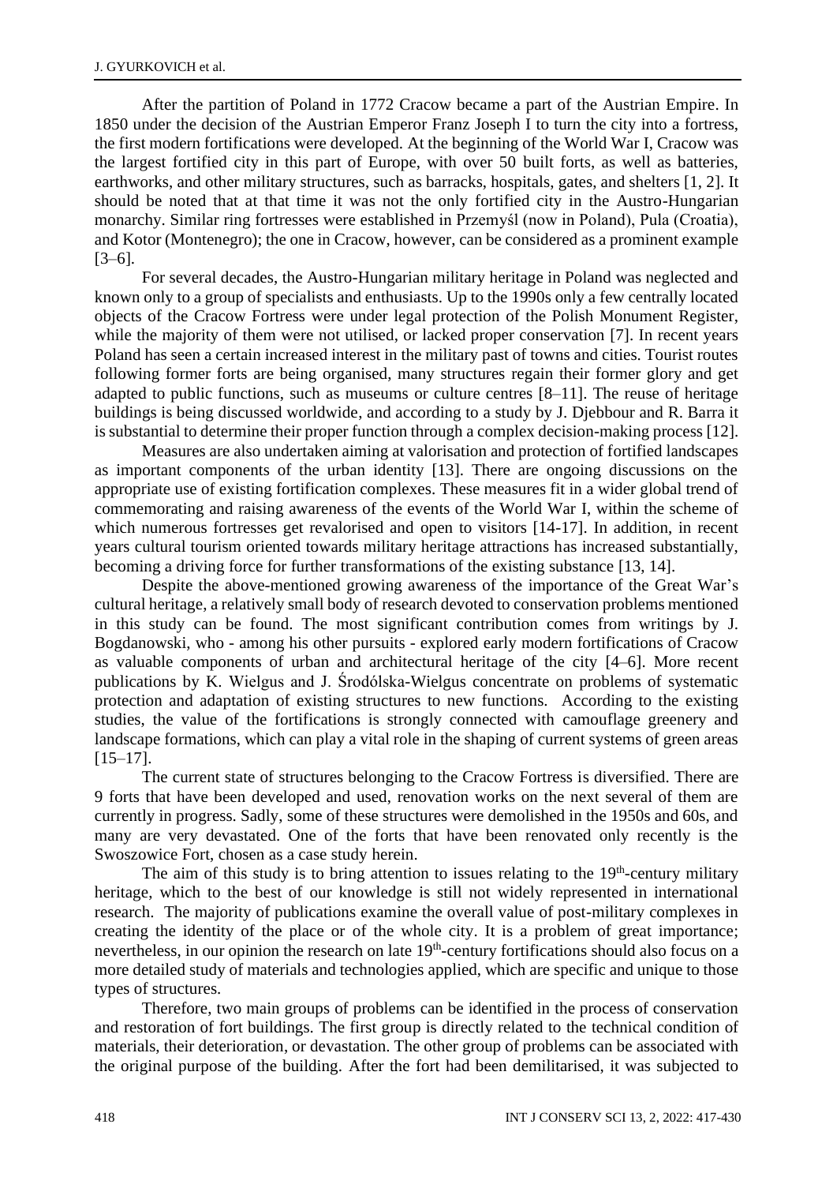After the partition of Poland in 1772 Cracow became a part of the Austrian Empire. In 1850 under the decision of the Austrian Emperor Franz Joseph I to turn the city into a fortress, the first modern fortifications were developed. At the beginning of the World War I, Cracow was the largest fortified city in this part of Europe, with over 50 built forts, as well as batteries, earthworks, and other military structures, such as barracks, hospitals, gates, and shelters [1, 2]. It should be noted that at that time it was not the only fortified city in the Austro-Hungarian monarchy. Similar ring fortresses were established in Przemyśl (now in Poland), Pula (Croatia), and Kotor (Montenegro); the one in Cracow, however, can be considered as a prominent example [3–6].

For several decades, the Austro-Hungarian military heritage in Poland was neglected and known only to a group of specialists and enthusiasts. Up to the 1990s only a few centrally located objects of the Cracow Fortress were under legal protection of the Polish Monument Register, while the majority of them were not utilised, or lacked proper conservation [7]. In recent years Poland has seen a certain increased interest in the military past of towns and cities. Tourist routes following former forts are being organised, many structures regain their former glory and get adapted to public functions, such as museums or culture centres [8–11]. The reuse of heritage buildings is being discussed worldwide, and according to a study by J. Djebbour and R. Barra it is substantial to determine their proper function through a complex decision-making process [12].

Measures are also undertaken aiming at valorisation and protection of fortified landscapes as important components of the urban identity [13]. There are ongoing discussions on the appropriate use of existing fortification complexes. These measures fit in a wider global trend of commemorating and raising awareness of the events of the World War I, within the scheme of which numerous fortresses get revalorised and open to visitors [14-17]. In addition, in recent years cultural tourism oriented towards military heritage attractions has increased substantially, becoming a driving force for further transformations of the existing substance [13, 14].

Despite the above-mentioned growing awareness of the importance of the Great War's cultural heritage, a relatively small body of research devoted to conservation problems mentioned in this study can be found. The most significant contribution comes from writings by J. Bogdanowski, who - among his other pursuits - explored early modern fortifications of Cracow as valuable components of urban and architectural heritage of the city [4–6]. More recent publications by K. Wielgus and J. Środólska-Wielgus concentrate on problems of systematic protection and adaptation of existing structures to new functions. According to the existing studies, the value of the fortifications is strongly connected with camouflage greenery and landscape formations, which can play a vital role in the shaping of current systems of green areas [15–17].

The current state of structures belonging to the Cracow Fortress is diversified. There are 9 forts that have been developed and used, renovation works on the next several of them are currently in progress. Sadly, some of these structures were demolished in the 1950s and 60s, and many are very devastated. One of the forts that have been renovated only recently is the Swoszowice Fort, chosen as a case study herein.

The aim of this study is to bring attention to issues relating to the 19th-century military heritage, which to the best of our knowledge is still not widely represented in international research. The majority of publications examine the overall value of post-military complexes in creating the identity of the place or of the whole city. It is a problem of great importance; nevertheless, in our opinion the research on late 19th-century fortifications should also focus on a more detailed study of materials and technologies applied, which are specific and unique to those types of structures.

Therefore, two main groups of problems can be identified in the process of conservation and restoration of fort buildings. The first group is directly related to the technical condition of materials, their deterioration, or devastation. The other group of problems can be associated with the original purpose of the building. After the fort had been demilitarised, it was subjected to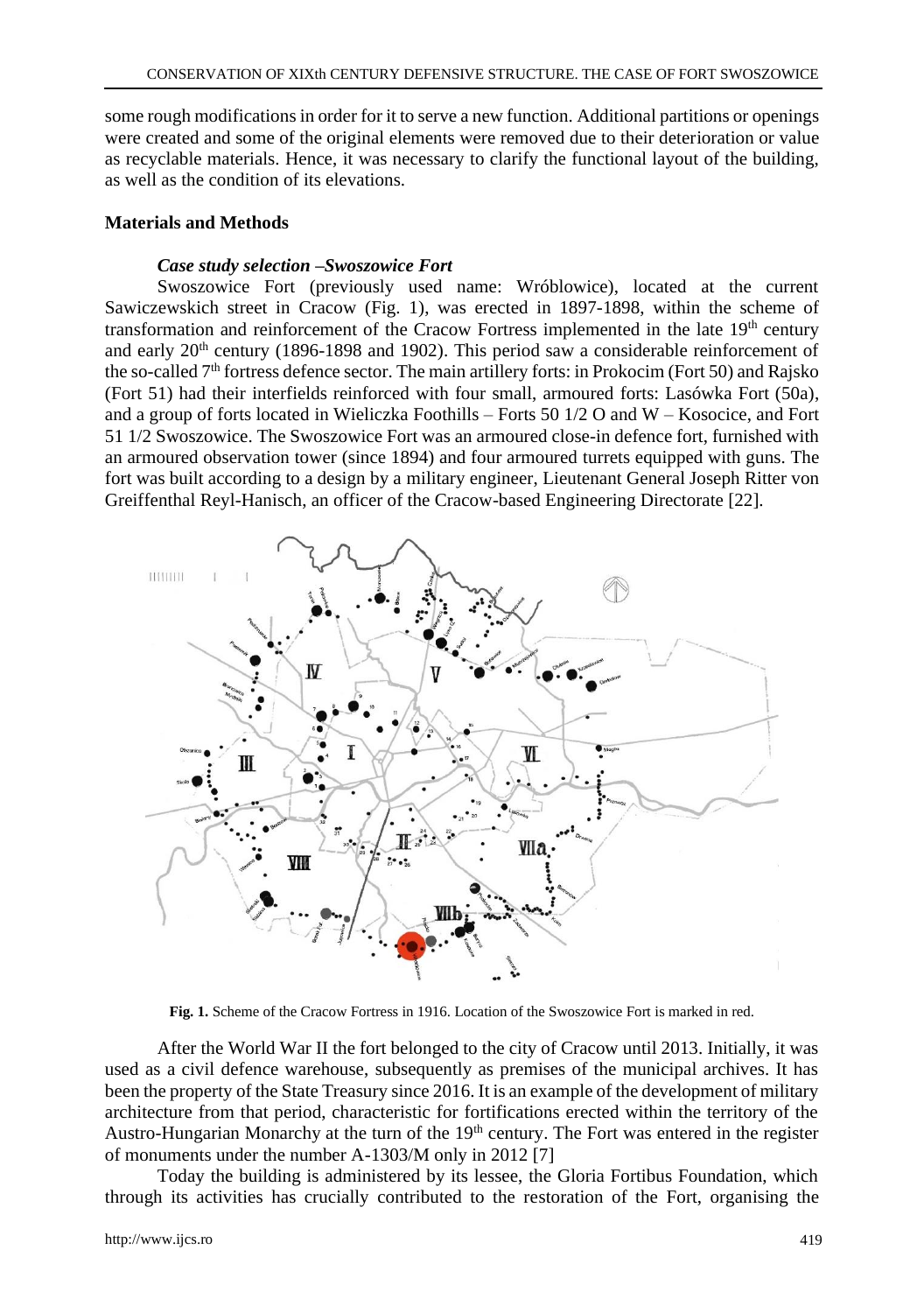some rough modifications in order for it to serve a new function. Additional partitions or openings were created and some of the original elements were removed due to their deterioration or value as recyclable materials. Hence, it was necessary to clarify the functional layout of the building, as well as the condition of its elevations.

## Materials and Methods

### *Case study selection –Swoszowice Fort*

Swoszowice Fort (previously used name: Wróblowice), located at the current Sawiczewskich street in Cracow (Fig. 1), was erected in 1897-1898, within the scheme of transformation and reinforcement of the Cracow Fortress implemented in the late 19th century and early 20th century (1896-1898 and 1902). This period saw a considerable reinforcement of the so-called 7th fortress defence sector. The main artillery forts: in Prokocim (Fort 50) and Rajsko (Fort 51) had their interfields reinforced with four small, armoured forts: Lasówka Fort (50a), and a group of forts located in Wieliczka Foothills – Forts 50 1/2 O and W – Kosocice, and Fort 51 1/2 Swoszowice. The Swoszowice Fort was an armoured close-in defence fort, furnished with an armoured observation tower (since 1894) and four armoured turrets equipped with guns. The fort was built according to a design by a military engineer, Lieutenant General Joseph Ritter von Greiffenthal Reyl-Hanisch, an officer of the Cracow-based Engineering Directorate [22].

**Fig. 1.** Scheme of the Cracow Fortress in 1916. Location of the Swoszowice Fort is marked in red.

After the World War II the fort belonged to the city of Cracow until 2013. Initially, it was used as a civil defence warehouse, subsequently as premises of the municipal archives. It has been the property of the State Treasury since 2016. It is an example of the development of military architecture from that period, characteristic for fortifications erected within the territory of the Austro-Hungarian Monarchy at the turn of the 19th century. The Fort was entered in the register of monuments under the number A-1303/M only in 2012 [7]

Today the building is administered by its lessee, the Gloria Fortibus Foundation, which through its activities has crucially contributed to the restoration of the Fort, organising the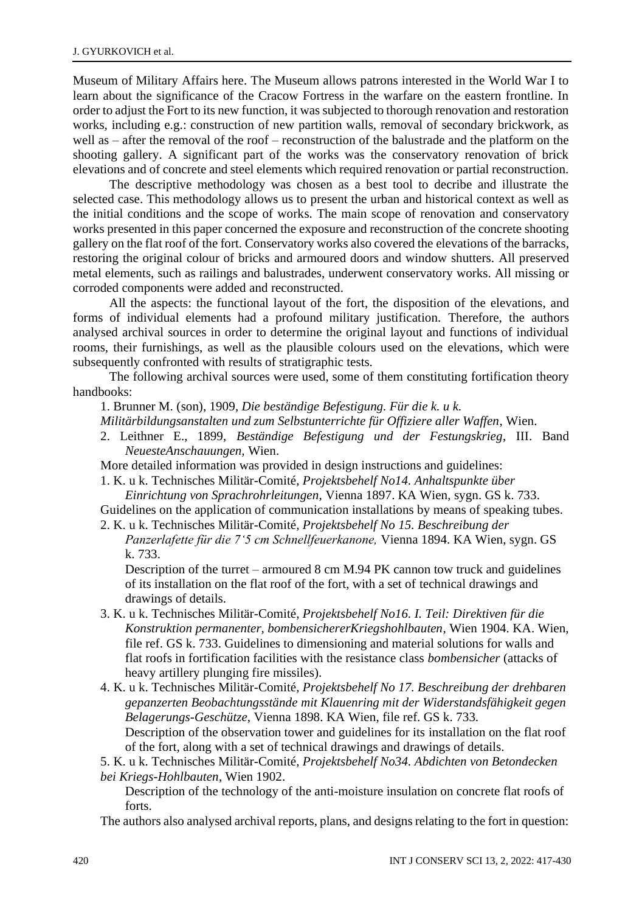Museum of Military Affairs here. The Museum allows patrons interested in the World War I to learn about the significance of the Cracow Fortress in the warfare on the eastern frontline. In order to adjust the Fort to its new function, it was subjected to thorough renovation and restoration works, including e.g.: construction of new partition walls, removal of secondary brickwork, as well as – after the removal of the roof – reconstruction of the balustrade and the platform on the shooting gallery. A significant part of the works was the conservatory renovation of brick elevations and of concrete and steel elements which required renovation or partial reconstruction.

The descriptive methodology was chosen as a best tool to decribe and illustrate the selected case. This methodology allows us to present the urban and historical context as well as the initial conditions and the scope of works. The main scope of renovation and conservatory works presented in this paper concerned the exposure and reconstruction of the concrete shooting gallery on the flat roof of the fort. Conservatory works also covered the elevations of the barracks, restoring the original colour of bricks and armoured doors and window shutters. All preserved metal elements, such as railings and balustrades, underwent conservatory works. All missing or corroded components were added and reconstructed.

All the aspects: the functional layout of the fort, the disposition of the elevations, and forms of individual elements had a profound military justification. Therefore, the authors analysed archival sources in order to determine the original layout and functions of individual rooms, their furnishings, as well as the plausible colours used on the elevations, which were subsequently confronted with results of stratigraphic tests.

The following archival sources were used, some of them constituting fortification theory handbooks:

1. Brunner M. (son), 1909, *Die beständige Befestigung. Für die k. u k. Militärbildungsanstalten und zum Selbstunterrichte für Offiziere aller Waffen*, Wien.
2. Leithner E., 1899, *Beständige Befestigung und der Festungskrieg*, III. Band *NeuesteAnschauungen,* Wien.

More detailed information was provided in design instructions and guidelines:

1. K. u k. Technisches Militär-Comité, *Projektsbehelf No14. Anhaltspunkte über Einrichtung von Sprachrohrleitungen*, Vienna 1897. KA Wien, sygn. GS k. 733.

Guidelines on the application of communication installations by means of speaking tubes.

2. K. u k. Technisches Militär-Comité, *Projektsbehelf No 15. Beschreibung der Panzerlafette für die 7'5 cm Schnellfeuerkanone,* Vienna 1894. KA Wien, sygn. GS k. 733.

   Description of the turret – armoured 8 cm M.94 PK cannon tow truck and guidelines of its installation on the flat roof of the fort, with a set of technical drawings and drawings of details.
3. K. u k. Technisches Militär-Comité, *Projektsbehelf No16. I. Teil: Direktiven für die Konstruktion permanenter, bombensichererKriegshohlbauten*, Wien 1904. KA. Wien, file ref. GS k. 733. Guidelines to dimensioning and material solutions for walls and flat roofs in fortification facilities with the resistance class *bombensicher* (attacks of heavy artillery plunging fire missiles).
4. K. u k. Technisches Militär-Comité, *Projektsbehelf No 17. Beschreibung der drehbaren gepanzerten Beobachtungsstände mit Klauenring mit der Widerstandsfähigkeit gegen Belagerungs-Geschütze*, Vienna 1898. KA Wien, file ref. GS k. 733.

   Description of the observation tower and guidelines for its installation on the flat roof of the fort, along with a set of technical drawings and drawings of details.
5. K. u k. Technisches Militär-Comité, *Projektsbehelf No34. Abdichten von Betondecken bei Kriegs-Hohlbauten*, Wien 1902.

   Description of the technology of the anti-moisture insulation on concrete flat roofs of forts.

The authors also analysed archival reports, plans, and designs relating to the fort in question: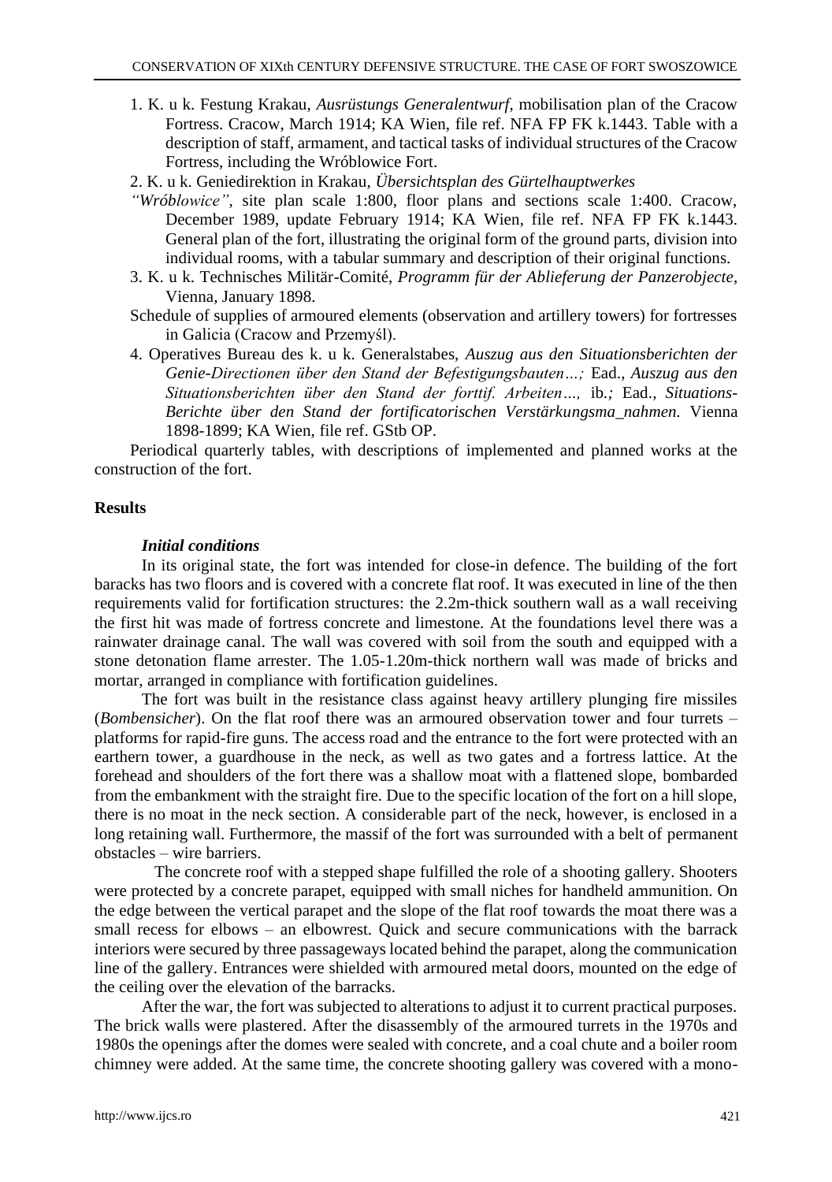1. K. u k. Festung Krakau, *Ausrüstungs Generalentwurf*, mobilisation plan of the Cracow Fortress. Cracow, March 1914; KA Wien, file ref. NFA FP FK k.1443. Table with a description of staff, armament, and tactical tasks of individual structures of the Cracow Fortress, including the Wróblowice Fort.
2. K. u k. Geniedirektion in Krakau, *Übersichtsplan des Gürtelhauptwerkes "Wróblowice"*, site plan scale 1:800, floor plans and sections scale 1:400. Cracow, December 1989, update February 1914; KA Wien, file ref. NFA FP FK k.1443. General plan of the fort, illustrating the original form of the ground parts, division into individual rooms, with a tabular summary and description of their original functions.
3. K. u k. Technisches Militär-Comité, *Programm für der Ablieferung der Panzerobjecte*, Vienna, January 1898.

   Schedule of supplies of armoured elements (observation and artillery towers) for fortresses in Galicia (Cracow and Przemyśl).
4. Operatives Bureau des k. u k. Generalstabes, *Auszug aus den Situationsberichten der Genie-Directionen über den Stand der Befestigungsbauten…;* Ead., *Auszug aus den Situationsberichten über den Stand der forttif. Arbeiten…,* ib.*;* Ead., *Situations-Berichte über den Stand der fortificatorischen Verstärkungsma_nahmen.* Vienna 1898-1899; KA Wien, file ref. GStb OP.

Periodical quarterly tables, with descriptions of implemented and planned works at the construction of the fort.

## Results

### *Initial conditions*

In its original state, the fort was intended for close-in defence. The building of the fort baracks has two floors and is covered with a concrete flat roof. It was executed in line of the then requirements valid for fortification structures: the 2.2m-thick southern wall as a wall receiving the first hit was made of fortress concrete and limestone. At the foundations level there was a rainwater drainage canal. The wall was covered with soil from the south and equipped with a stone detonation flame arrester. The 1.05-1.20m-thick northern wall was made of bricks and mortar, arranged in compliance with fortification guidelines.

The fort was built in the resistance class against heavy artillery plunging fire missiles (*Bombensicher*). On the flat roof there was an armoured observation tower and four turrets – platforms for rapid-fire guns. The access road and the entrance to the fort were protected with an earthern tower, a guardhouse in the neck, as well as two gates and a fortress lattice. At the forehead and shoulders of the fort there was a shallow moat with a flattened slope, bombarded from the embankment with the straight fire. Due to the specific location of the fort on a hill slope, there is no moat in the neck section. A considerable part of the neck, however, is enclosed in a long retaining wall. Furthermore, the massif of the fort was surrounded with a belt of permanent obstacles – wire barriers.

The concrete roof with a stepped shape fulfilled the role of a shooting gallery. Shooters were protected by a concrete parapet, equipped with small niches for handheld ammunition. On the edge between the vertical parapet and the slope of the flat roof towards the moat there was a small recess for elbows – an elbowrest. Quick and secure communications with the barrack interiors were secured by three passageways located behind the parapet, along the communication line of the gallery. Entrances were shielded with armoured metal doors, mounted on the edge of the ceiling over the elevation of the barracks.

After the war, the fort was subjected to alterations to adjust it to current practical purposes. The brick walls were plastered. After the disassembly of the armoured turrets in the 1970s and 1980s the openings after the domes were sealed with concrete, and a coal chute and a boiler room chimney were added. At the same time, the concrete shooting gallery was covered with a mono-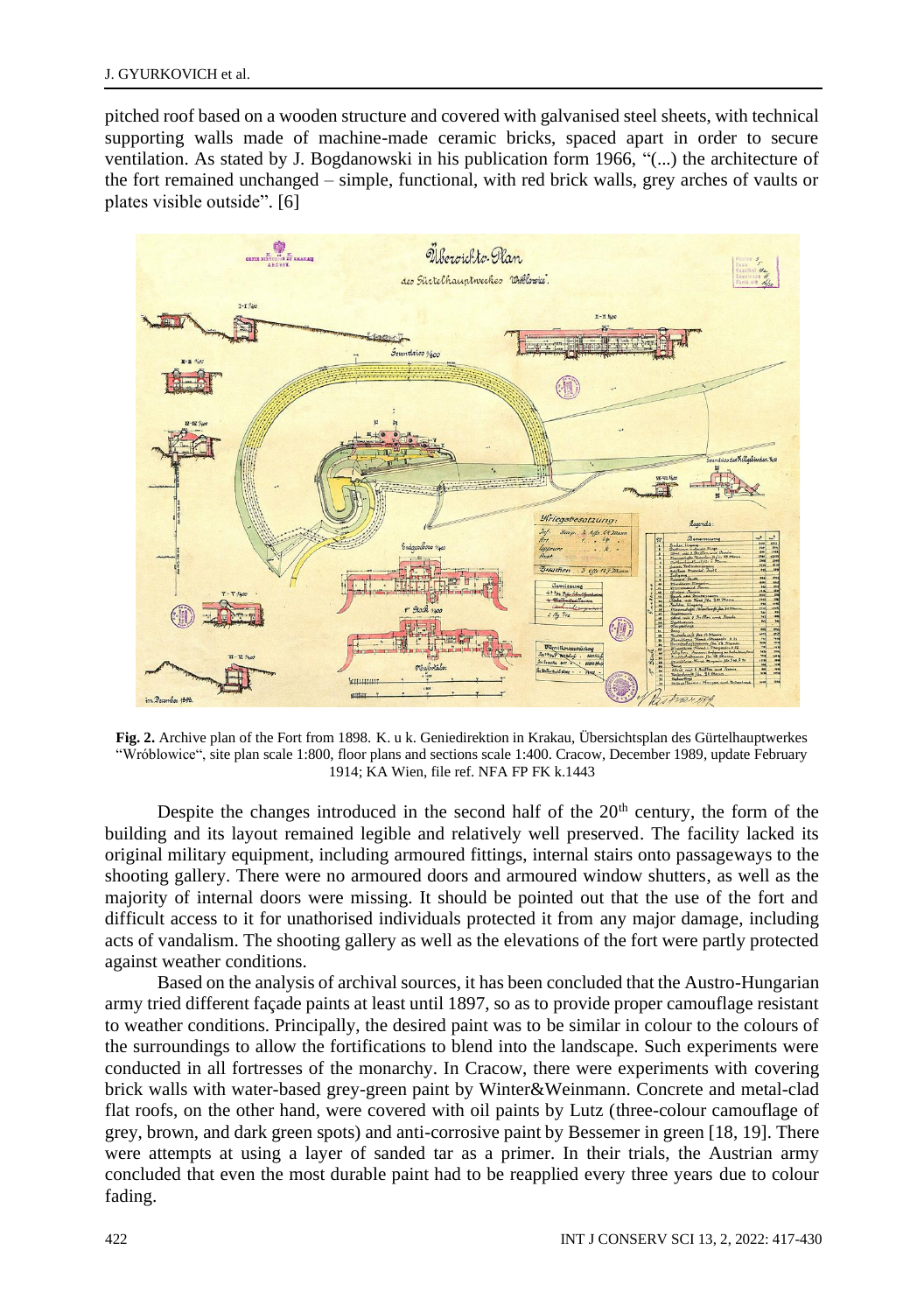pitched roof based on a wooden structure and covered with galvanised steel sheets, with technical supporting walls made of machine-made ceramic bricks, spaced apart in order to secure ventilation. As stated by J. Bogdanowski in his publication form 1966, "(...) the architecture of the fort remained unchanged – simple, functional, with red brick walls, grey arches of vaults or plates visible outside". [6]

**Fig. 2.** Archive plan of the Fort from 1898. K. u k. Geniedirektion in Krakau, Übersichtsplan des Gürtelhauptwerkes "Wróblowice", site plan scale 1:800, floor plans and sections scale 1:400. Cracow, December 1989, update February 1914; KA Wien, file ref. NFA FP FK k.1443

Despite the changes introduced in the second half of the 20th century, the form of the building and its layout remained legible and relatively well preserved. The facility lacked its original military equipment, including armoured fittings, internal stairs onto passageways to the shooting gallery. There were no armoured doors and armoured window shutters, as well as the majority of internal doors were missing. It should be pointed out that the use of the fort and difficult access to it for unathorised individuals protected it from any major damage, including acts of vandalism. The shooting gallery as well as the elevations of the fort were partly protected against weather conditions.

Based on the analysis of archival sources, it has been concluded that the Austro-Hungarian army tried different façade paints at least until 1897, so as to provide proper camouflage resistant to weather conditions. Principally, the desired paint was to be similar in colour to the colours of the surroundings to allow the fortifications to blend into the landscape. Such experiments were conducted in all fortresses of the monarchy. In Cracow, there were experiments with covering brick walls with water-based grey-green paint by Winter&Weinmann. Concrete and metal-clad flat roofs, on the other hand, were covered with oil paints by Lutz (three-colour camouflage of grey, brown, and dark green spots) and anti-corrosive paint by Bessemer in green [18, 19]. There were attempts at using a layer of sanded tar as a primer. In their trials, the Austrian army concluded that even the most durable paint had to be reapplied every three years due to colour fading.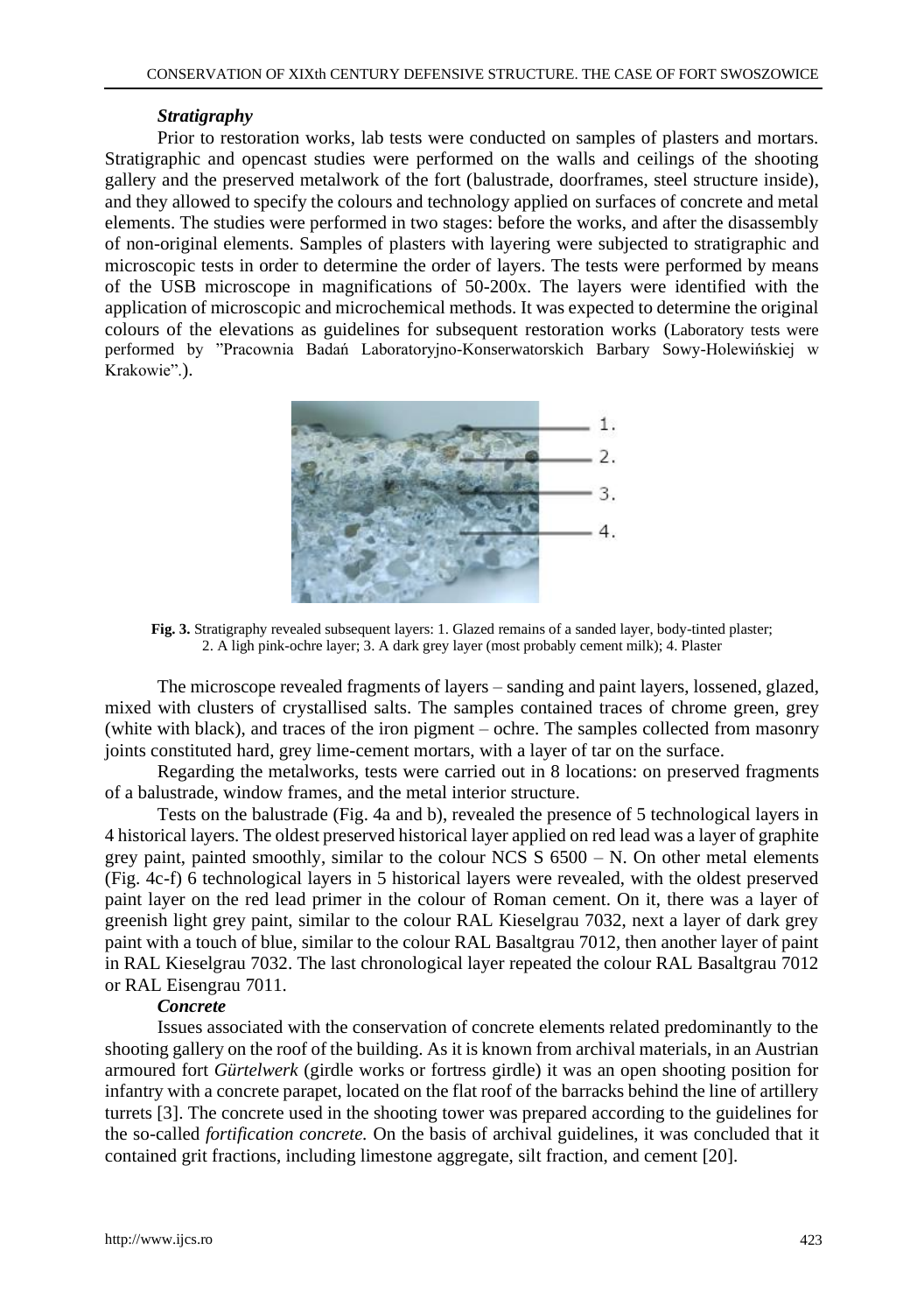### *Stratigraphy*

Prior to restoration works, lab tests were conducted on samples of plasters and mortars. Stratigraphic and opencast studies were performed on the walls and ceilings of the shooting gallery and the preserved metalwork of the fort (balustrade, doorframes, steel structure inside), and they allowed to specify the colours and technology applied on surfaces of concrete and metal elements. The studies were performed in two stages: before the works, and after the disassembly of non-original elements. Samples of plasters with layering were subjected to stratigraphic and microscopic tests in order to determine the order of layers. The tests were performed by means of the USB microscope in magnifications of 50-200x. The layers were identified with the application of microscopic and microchemical methods. It was expected to determine the original colours of the elevations as guidelines for subsequent restoration works (Laboratory tests were performed by "Pracownia Badań Laboratoryjno-Konserwatorskich Barbary Sowy-Holewińskiej w Krakowie".).

**Fig. 3.** Stratigraphy revealed subsequent layers: 1. Glazed remains of a sanded layer, body-tinted plaster; 2. A ligh pink-ochre layer; 3. A dark grey layer (most probably cement milk); 4. Plaster

The microscope revealed fragments of layers – sanding and paint layers, lossened, glazed, mixed with clusters of crystallised salts. The samples contained traces of chrome green, grey (white with black), and traces of the iron pigment – ochre. The samples collected from masonry joints constituted hard, grey lime-cement mortars, with a layer of tar on the surface.

Regarding the metalworks, tests were carried out in 8 locations: on preserved fragments of a balustrade, window frames, and the metal interior structure.

Tests on the balustrade (Fig. 4a and b), revealed the presence of 5 technological layers in 4 historical layers. The oldest preserved historical layer applied on red lead was a layer of graphite grey paint, painted smoothly, similar to the colour NCS S 6500 – N. On other metal elements (Fig. 4c-f) 6 technological layers in 5 historical layers were revealed, with the oldest preserved paint layer on the red lead primer in the colour of Roman cement. On it, there was a layer of greenish light grey paint, similar to the colour RAL Kieselgrau 7032, next a layer of dark grey paint with a touch of blue, similar to the colour RAL Basaltgrau 7012, then another layer of paint in RAL Kieselgrau 7032. The last chronological layer repeated the colour RAL Basaltgrau 7012 or RAL Eisengrau 7011.

### *Concrete*

Issues associated with the conservation of concrete elements related predominantly to the shooting gallery on the roof of the building. As it is known from archival materials, in an Austrian armoured fort *Gürtelwerk* (girdle works or fortress girdle) it was an open shooting position for infantry with a concrete parapet, located on the flat roof of the barracks behind the line of artillery turrets [3]. The concrete used in the shooting tower was prepared according to the guidelines for the so-called *fortification concrete.* On the basis of archival guidelines, it was concluded that it contained grit fractions, including limestone aggregate, silt fraction, and cement [20].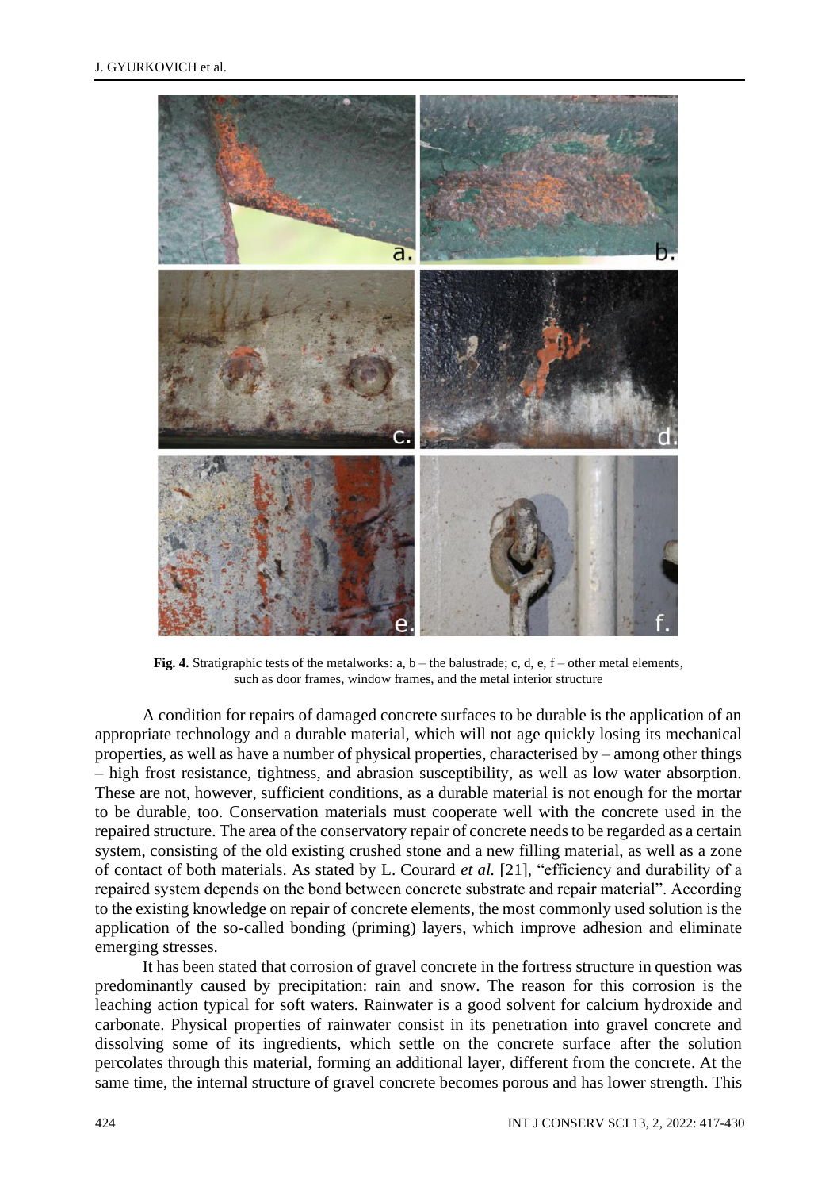**Fig. 4.** Stratigraphic tests of the metalworks: a, b – the balustrade; c, d, e, f – other metal elements, such as door frames, window frames, and the metal interior structure

A condition for repairs of damaged concrete surfaces to be durable is the application of an appropriate technology and a durable material, which will not age quickly losing its mechanical properties, as well as have a number of physical properties, characterised by – among other things – high frost resistance, tightness, and abrasion susceptibility, as well as low water absorption. These are not, however, sufficient conditions, as a durable material is not enough for the mortar to be durable, too. Conservation materials must cooperate well with the concrete used in the repaired structure. The area of the conservatory repair of concrete needs to be regarded as a certain system, consisting of the old existing crushed stone and a new filling material, as well as a zone of contact of both materials. As stated by L. Courard *et al.* [21], "efficiency and durability of a repaired system depends on the bond between concrete substrate and repair material". According to the existing knowledge on repair of concrete elements, the most commonly used solution is the application of the so-called bonding (priming) layers, which improve adhesion and eliminate emerging stresses.

It has been stated that corrosion of gravel concrete in the fortress structure in question was predominantly caused by precipitation: rain and snow. The reason for this corrosion is the leaching action typical for soft waters. Rainwater is a good solvent for calcium hydroxide and carbonate. Physical properties of rainwater consist in its penetration into gravel concrete and dissolving some of its ingredients, which settle on the concrete surface after the solution percolates through this material, forming an additional layer, different from the concrete. At the same time, the internal structure of gravel concrete becomes porous and has lower strength. This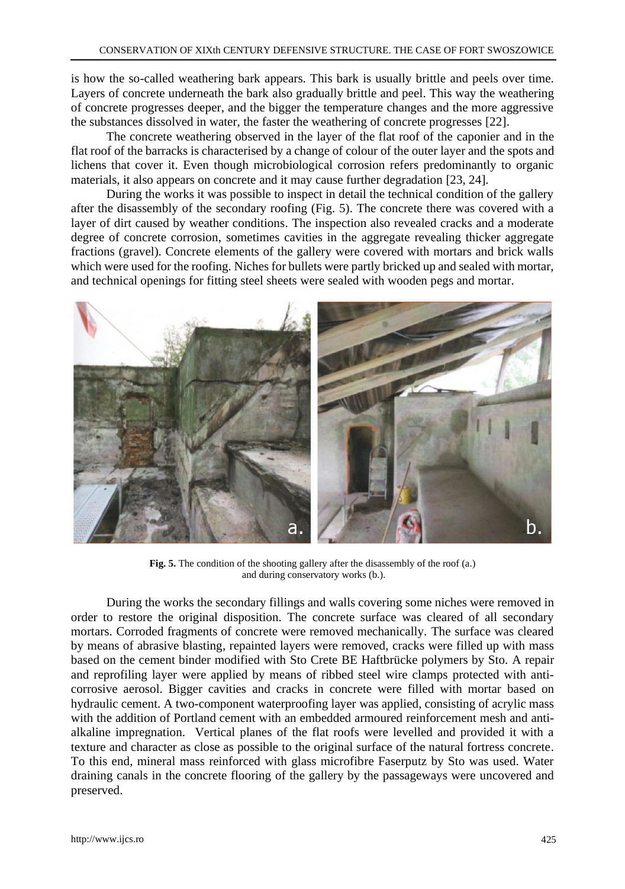is how the so-called weathering bark appears. This bark is usually brittle and peels over time. Layers of concrete underneath the bark also gradually brittle and peel. This way the weathering of concrete progresses deeper, and the bigger the temperature changes and the more aggressive the substances dissolved in water, the faster the weathering of concrete progresses [22].

The concrete weathering observed in the layer of the flat roof of the caponier and in the flat roof of the barracks is characterised by a change of colour of the outer layer and the spots and lichens that cover it. Even though microbiological corrosion refers predominantly to organic materials, it also appears on concrete and it may cause further degradation [23, 24].

During the works it was possible to inspect in detail the technical condition of the gallery after the disassembly of the secondary roofing (Fig. 5). The concrete there was covered with a layer of dirt caused by weather conditions. The inspection also revealed cracks and a moderate degree of concrete corrosion, sometimes cavities in the aggregate revealing thicker aggregate fractions (gravel). Concrete elements of the gallery were covered with mortars and brick walls which were used for the roofing. Niches for bullets were partly bricked up and sealed with mortar, and technical openings for fitting steel sheets were sealed with wooden pegs and mortar.

**Fig. 5.** The condition of the shooting gallery after the disassembly of the roof (a.) and during conservatory works (b.).

During the works the secondary fillings and walls covering some niches were removed in order to restore the original disposition. The concrete surface was cleared of all secondary mortars. Corroded fragments of concrete were removed mechanically. The surface was cleared by means of abrasive blasting, repainted layers were removed, cracks were filled up with mass based on the cement binder modified with Sto Crete BE Haftbrücke polymers by Sto. A repair and reprofiling layer were applied by means of ribbed steel wire clamps protected with anti-corrosive aerosol. Bigger cavities and cracks in concrete were filled with mortar based on hydraulic cement. A two-component waterproofing layer was applied, consisting of acrylic mass with the addition of Portland cement with an embedded armoured reinforcement mesh and anti-alkaline impregnation. Vertical planes of the flat roofs were levelled and provided it with a texture and character as close as possible to the original surface of the natural fortress concrete. To this end, mineral mass reinforced with glass microfibre Faserputz by Sto was used. Water draining canals in the concrete flooring of the gallery by the passageways were uncovered and preserved.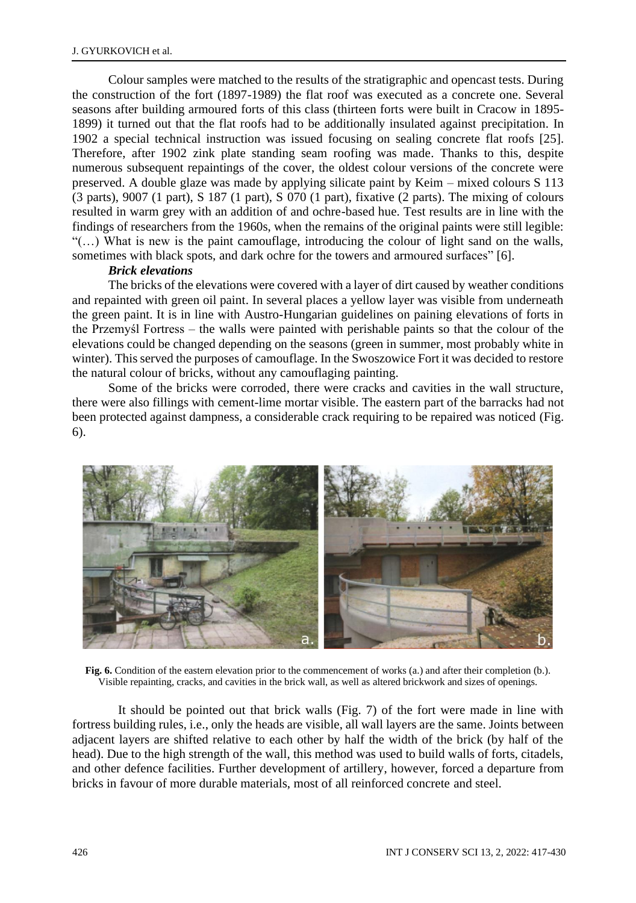Colour samples were matched to the results of the stratigraphic and opencast tests. During the construction of the fort (1897-1989) the flat roof was executed as a concrete one. Several seasons after building armoured forts of this class (thirteen forts were built in Cracow in 1895-1899) it turned out that the flat roofs had to be additionally insulated against precipitation. In 1902 a special technical instruction was issued focusing on sealing concrete flat roofs [25]. Therefore, after 1902 zink plate standing seam roofing was made. Thanks to this, despite numerous subsequent repaintings of the cover, the oldest colour versions of the concrete were preserved. A double glaze was made by applying silicate paint by Keim – mixed colours S 113 (3 parts), 9007 (1 part), S 187 (1 part), S 070 (1 part), fixative (2 parts). The mixing of colours resulted in warm grey with an addition of and ochre-based hue. Test results are in line with the findings of researchers from the 1960s, when the remains of the original paints were still legible: "(…) What is new is the paint camouflage, introducing the colour of light sand on the walls, sometimes with black spots, and dark ochre for the towers and armoured surfaces" [6].

***Brick elevations***

The bricks of the elevations were covered with a layer of dirt caused by weather conditions and repainted with green oil paint. In several places a yellow layer was visible from underneath the green paint. It is in line with Austro-Hungarian guidelines on paining elevations of forts in the Przemyśl Fortress – the walls were painted with perishable paints so that the colour of the elevations could be changed depending on the seasons (green in summer, most probably white in winter). This served the purposes of camouflage. In the Swoszowice Fort it was decided to restore the natural colour of bricks, without any camouflaging painting.

Some of the bricks were corroded, there were cracks and cavities in the wall structure, there were also fillings with cement-lime mortar visible. The eastern part of the barracks had not been protected against dampness, a considerable crack requiring to be repaired was noticed (Fig. 6).

**Fig. 6.** Condition of the eastern elevation prior to the commencement of works (a.) and after their completion (b.). Visible repainting, cracks, and cavities in the brick wall, as well as altered brickwork and sizes of openings.

It should be pointed out that brick walls (Fig. 7) of the fort were made in line with fortress building rules, i.e., only the heads are visible, all wall layers are the same. Joints between adjacent layers are shifted relative to each other by half the width of the brick (by half of the head). Due to the high strength of the wall, this method was used to build walls of forts, citadels, and other defence facilities. Further development of artillery, however, forced a departure from bricks in favour of more durable materials, most of all reinforced concrete and steel.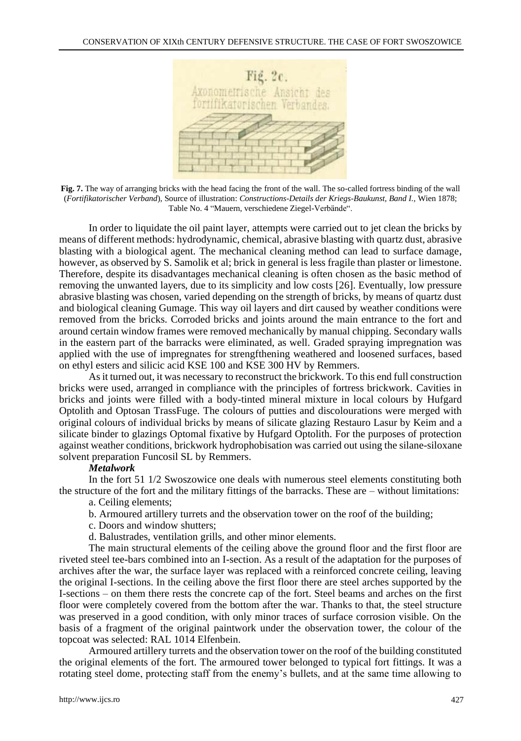**Fig. 7.** The way of arranging bricks with the head facing the front of the wall. The so-called fortress binding of the wall (*Fortifikatorischer Verband*), Source of illustration: *Constructions-Details der Kriegs-Baukunst, Band I.*, Wien 1878; Table No. 4 "Mauern, verschiedene Ziegel-Verbände".

In order to liquidate the oil paint layer, attempts were carried out to jet clean the bricks by means of different methods: hydrodynamic, chemical, abrasive blasting with quartz dust, abrasive blasting with a biological agent. The mechanical cleaning method can lead to surface damage, however, as observed by S. Samolik et al; brick in general is less fragile than plaster or limestone. Therefore, despite its disadvantages mechanical cleaning is often chosen as the basic method of removing the unwanted layers, due to its simplicity and low costs [26]. Eventually, low pressure abrasive blasting was chosen, varied depending on the strength of bricks, by means of quartz dust and biological cleaning Gumage. This way oil layers and dirt caused by weather conditions were removed from the bricks. Corroded bricks and joints around the main entrance to the fort and around certain window frames were removed mechanically by manual chipping. Secondary walls in the eastern part of the barracks were eliminated, as well. Graded spraying impregnation was applied with the use of impregnates for strengthening weathered and loosened surfaces, based on ethyl esters and silicic acid KSE 100 and KSE 300 HV by Remmers.

As it turned out, it was necessary to reconstruct the brickwork. To this end full construction bricks were used, arranged in compliance with the principles of fortress brickwork. Cavities in bricks and joints were filled with a body-tinted mineral mixture in local colours by Hufgard Optolith and Optosan TrassFuge. The colours of putties and discolourations were merged with original colours of individual bricks by means of silicate glazing Restauro Lasur by Keim and a silicate binder to glazings Optomal fixative by Hufgard Optolith. For the purposes of protection against weather conditions, brickwork hydrophobisation was carried out using the silane-siloxane solvent preparation Funcosil SL by Remmers.

***Metalwork***

In the fort 51 1/2 Swoszowice one deals with numerous steel elements constituting both the structure of the fort and the military fittings of the barracks. These are – without limitations:

a. Ceiling elements;

b. Armoured artillery turrets and the observation tower on the roof of the building;

c. Doors and window shutters;

d. Balustrades, ventilation grills, and other minor elements.

The main structural elements of the ceiling above the ground floor and the first floor are riveted steel tee-bars combined into an I-section. As a result of the adaptation for the purposes of archives after the war, the surface layer was replaced with a reinforced concrete ceiling, leaving the original I-sections. In the ceiling above the first floor there are steel arches supported by the I-sections – on them there rests the concrete cap of the fort. Steel beams and arches on the first floor were completely covered from the bottom after the war. Thanks to that, the steel structure was preserved in a good condition, with only minor traces of surface corrosion visible. On the basis of a fragment of the original paintwork under the observation tower, the colour of the topcoat was selected: RAL 1014 Elfenbein.

Armoured artillery turrets and the observation tower on the roof of the building constituted the original elements of the fort. The armoured tower belonged to typical fort fittings. It was a rotating steel dome, protecting staff from the enemy's bullets, and at the same time allowing to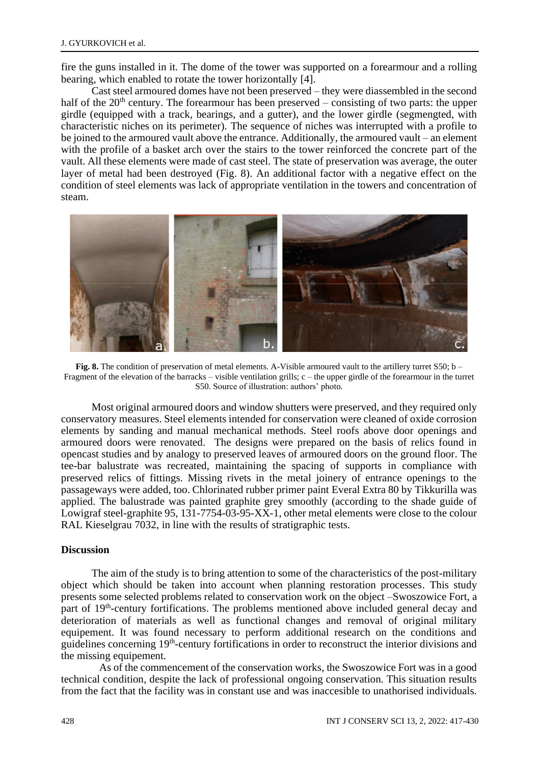fire the guns installed in it. The dome of the tower was supported on a forearmour and a rolling bearing, which enabled to rotate the tower horizontally [4].

Cast steel armoured domes have not been preserved – they were diassembled in the second half of the 20th century. The forearmour has been preserved – consisting of two parts: the upper girdle (equipped with a track, bearings, and a gutter), and the lower girdle (segmengted, with characteristic niches on its perimeter). The sequence of niches was interrupted with a profile to be joined to the armoured vault above the entrance. Additionally, the armoured vault – an element with the profile of a basket arch over the stairs to the tower reinforced the concrete part of the vault. All these elements were made of cast steel. The state of preservation was average, the outer layer of metal had been destroyed (Fig. 8). An additional factor with a negative effect on the condition of steel elements was lack of appropriate ventilation in the towers and concentration of steam.

**Fig. 8.** The condition of preservation of metal elements. A-Visible armoured vault to the artillery turret S50; b – Fragment of the elevation of the barracks – visible ventilation grills; c – the upper girdle of the forearmour in the turret S50. Source of illustration: authors' photo.

Most original armoured doors and window shutters were preserved, and they required only conservatory measures. Steel elements intended for conservation were cleaned of oxide corrosion elements by sanding and manual mechanical methods. Steel roofs above door openings and armoured doors were renovated. The designs were prepared on the basis of relics found in opencast studies and by analogy to preserved leaves of armoured doors on the ground floor. The tee-bar balustrate was recreated, maintaining the spacing of supports in compliance with preserved relics of fittings. Missing rivets in the metal joinery of entrance openings to the passageways were added, too. Chlorinated rubber primer paint Everal Extra 80 by Tikkurilla was applied. The balustrade was painted graphite grey smoothly (according to the shade guide of Lowigraf steel-graphite 95, 131-7754-03-95-XX-1, other metal elements were close to the colour RAL Kieselgrau 7032, in line with the results of stratigraphic tests.

## Discussion

The aim of the study is to bring attention to some of the characteristics of the post-military object which should be taken into account when planning restoration processes. This study presents some selected problems related to conservation work on the object –Swoszowice Fort, a part of 19th-century fortifications. The problems mentioned above included general decay and deterioration of materials as well as functional changes and removal of original military equipement. It was found necessary to perform additional research on the conditions and guidelines concerning 19th-century fortifications in order to reconstruct the interior divisions and the missing equipement.

As of the commencement of the conservation works, the Swoszowice Fort was in a good technical condition, despite the lack of professional ongoing conservation. This situation results from the fact that the facility was in constant use and was inaccesible to unathorised individuals.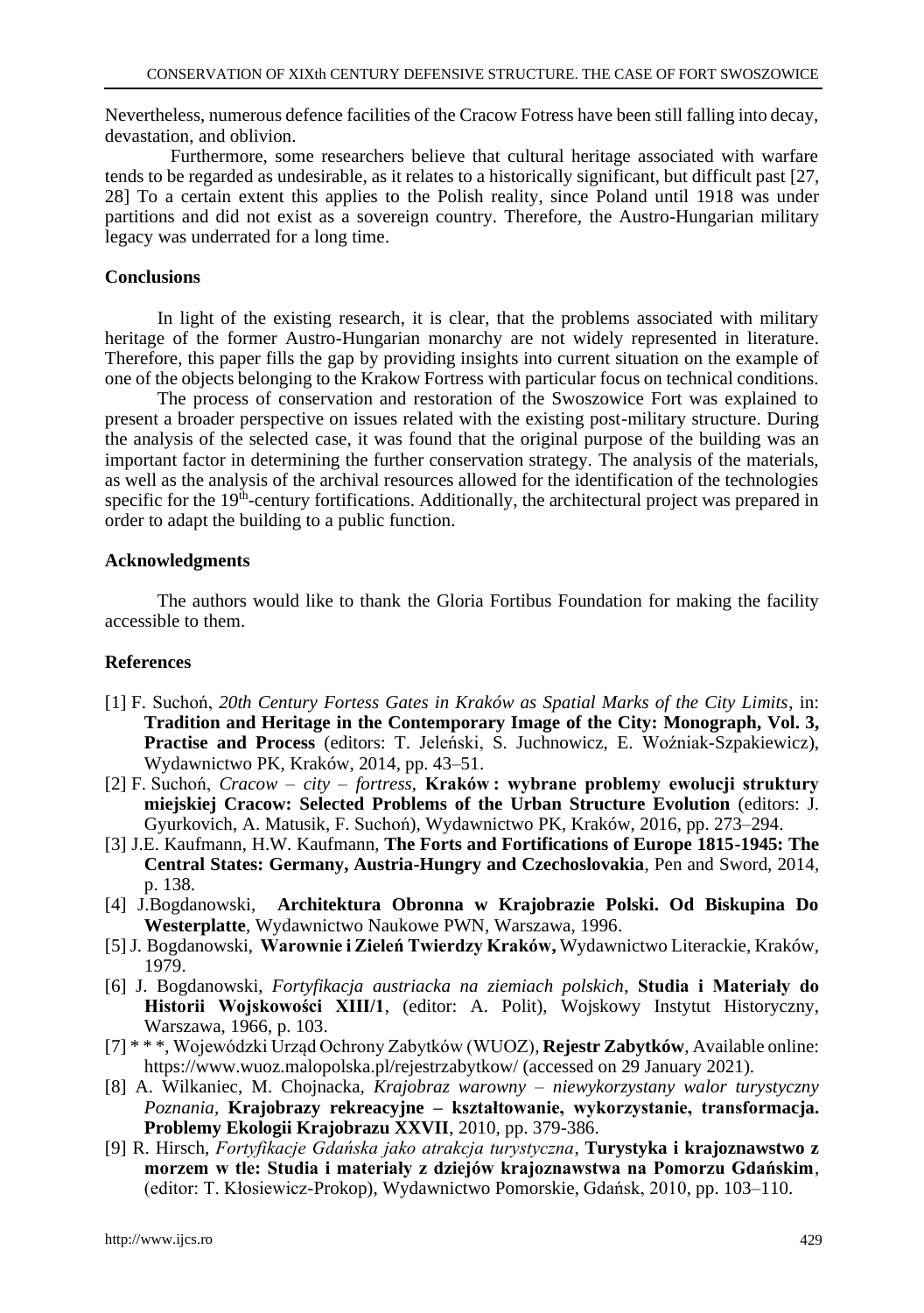Nevertheless, numerous defence facilities of the Cracow Fotress have been still falling into decay, devastation, and oblivion.

Furthermore, some researchers believe that cultural heritage associated with warfare tends to be regarded as undesirable, as it relates to a historically significant, but difficult past [27, 28] To a certain extent this applies to the Polish reality, since Poland until 1918 was under partitions and did not exist as a sovereign country. Therefore, the Austro-Hungarian military legacy was underrated for a long time.

## Conclusions

In light of the existing research, it is clear, that the problems associated with military heritage of the former Austro-Hungarian monarchy are not widely represented in literature. Therefore, this paper fills the gap by providing insights into current situation on the example of one of the objects belonging to the Krakow Fortress with particular focus on technical conditions.

The process of conservation and restoration of the Swoszowice Fort was explained to present a broader perspective on issues related with the existing post-military structure. During the analysis of the selected case, it was found that the original purpose of the building was an important factor in determining the further conservation strategy. The analysis of the materials, as well as the analysis of the archival resources allowed for the identification of the technologies specific for the 19th-century fortifications. Additionally, the architectural project was prepared in order to adapt the building to a public function.

## Acknowledgments

The authors would like to thank the Gloria Fortibus Foundation for making the facility accessible to them.

## References

[1] F. Suchoń, *20th Century Fortess Gates in Kraków as Spatial Marks of the City Limits*, in: **Tradition and Heritage in the Contemporary Image of the City: Monograph, Vol. 3, Practise and Process** (editors: T. Jeleński, S. Juchnowicz, E. Woźniak-Szpakiewicz), Wydawnictwo PK, Kraków, 2014, pp. 43–51.

[2] F. Suchoń, *Cracow – city – fortress*, **Kraków : wybrane problemy ewolucji struktury miejskiej Cracow: Selected Problems of the Urban Structure Evolution** (editors: J. Gyurkovich, A. Matusik, F. Suchoń), Wydawnictwo PK, Kraków, 2016, pp. 273–294.

[3] J.E. Kaufmann, H.W. Kaufmann, **The Forts and Fortifications of Europe 1815-1945: The Central States: Germany, Austria-Hungry and Czechoslovakia**, Pen and Sword, 2014, p. 138.

[4] J.Bogdanowski, **Architektura Obronna w Krajobrazie Polski. Od Biskupina Do Westerplatte**, Wydawnictwo Naukowe PWN, Warszawa, 1996.

[5] J. Bogdanowski, **Warownie i Zieleń Twierdzy Kraków,** Wydawnictwo Literackie, Kraków, 1979.

[6] J. Bogdanowski, *Fortyfikacja austriacka na ziemiach polskich*, **Studia i Materiały do Historii Wojskowości XIII/1**, (editor: A. Polit), Wojskowy Instytut Historyczny, Warszawa, 1966, p. 103.

[7] * * *, Wojewódzki Urząd Ochrony Zabytków (WUOZ), **Rejestr Zabytków**, Available online: https://www.wuoz.malopolska.pl/rejestrzabytkow/ (accessed on 29 January 2021).

[8] A. Wilkaniec, M. Chojnacka, *Krajobraz warowny – niewykorzystany walor turystyczny Poznania,* **Krajobrazy rekreacyjne – kształtowanie, wykorzystanie, transformacja. Problemy Ekologii Krajobrazu XXVII**, 2010, pp. 379-386.

[9] R. Hirsch, *Fortyfikacje Gdańska jako atrakcja turystyczna*, **Turystyka i krajoznawstwo z morzem w tle: Studia i materiały z dziejów krajoznawstwa na Pomorzu Gdańskim**, (editor: T. Kłosiewicz-Prokop), Wydawnictwo Pomorskie, Gdańsk, 2010, pp. 103–110.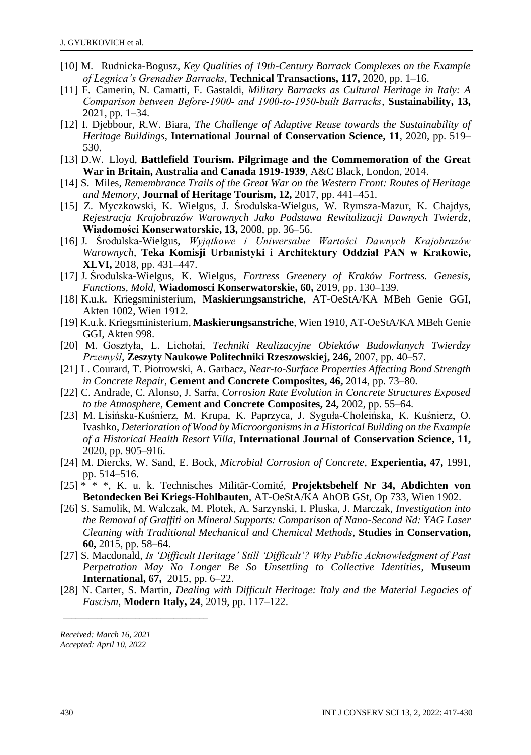[10] M. Rudnicka-Bogusz, *Key Qualities of 19th-Century Barrack Complexes on the Example of Legnica's Grenadier Barracks*, **Technical Transactions, 117,** 2020, pp. 1–16.

[11] F. Camerin, N. Camatti, F. Gastaldi, *Military Barracks as Cultural Heritage in Italy: A Comparison between Before-1900- and 1900-to-1950-built Barracks*, **Sustainability, 13,** 2021, pp. 1–34.

[12] I. Djebbour, R.W. Biara, *The Challenge of Adaptive Reuse towards the Sustainability of Heritage Buildings*, **International Journal of Conservation Science, 11**, 2020, pp. 519–530.

[13] D.W. Lloyd, **Battlefield Tourism. Pilgrimage and the Commemoration of the Great War in Britain, Australia and Canada 1919-1939**, A&C Black, London, 2014.

[14] S. Miles, *Remembrance Trails of the Great War on the Western Front: Routes of Heritage and Memory*, **Journal of Heritage Tourism, 12,** 2017, pp. 441–451.

[15] Z. Myczkowski, K. Wielgus, J. Środulska-Wielgus, W. Rymsza-Mazur, K. Chajdys, *Rejestracja Krajobrazów Warownych Jako Podstawa Rewitalizacji Dawnych Twierdz*, **Wiadomości Konserwatorskie, 13,** 2008, pp. 36–56.

[16] J. Środulska-Wielgus, *Wyjątkowe i Uniwersalne Wartości Dawnych Krajobrazów Warownych*, **Teka Komisji Urbanistyki i Architektury Oddział PAN w Krakowie, XLVI,** 2018, pp. 431–447.

[17] J. Środulska-Wielgus, K. Wielgus, *Fortress Greenery of Kraków Fortress. Genesis, Functions, Mold*, **Wiadomosci Konserwatorskie, 60,** 2019, pp. 130–139.

[18] K.u.k. Kriegsministerium, **Maskierungsanstriche**, AT-OeStA/KA MBeh Genie GGI, Akten 1002, Wien 1912.

[19] K.u.k. Kriegsministerium, **Maskierungsanstriche**, Wien 1910, AT-OeStA/KA MBeh Genie GGI, Akten 998.

[20] M. Gosztyła, L. Lichołai, *Techniki Realizacyjne Obiektów Budowlanych Twierdzy Przemyśl*, **Zeszyty Naukowe Politechniki Rzeszowskiej, 246,** 2007, pp. 40–57.

[21] L. Courard, T. Piotrowski, A. Garbacz, *Near-to-Surface Properties Affecting Bond Strength in Concrete Repair*, **Cement and Concrete Composites, 46,** 2014, pp. 73–80.

[22] C. Andrade, C. Alonso, J. Sarŕa, *Corrosion Rate Evolution in Concrete Structures Exposed to the Atmosphere*, **Cement and Concrete Composites, 24,** 2002, pp. 55–64.

[23] M. Lisińska-Kuśnierz, M. Krupa, K. Paprzyca, J. Syguła-Choleińska, K. Kuśnierz, O. Ivashko, *Deterioration of Wood by Microorganisms in a Historical Building on the Example of a Historical Health Resort Villa*, **International Journal of Conservation Science, 11,** 2020, pp. 905–916.

[24] M. Diercks, W. Sand, E. Bock, *Microbial Corrosion of Concrete*, **Experientia, 47,** 1991, pp. 514–516.

[25] * * *, K. u. k. Technisches Militär-Comité, **Projektsbehelf Nr 34, Abdichten von Betondecken Bei Kriegs-Hohlbauten**, AT-OeStA/KA AhOB GSt, Op 733, Wien 1902.

[26] S. Samolik, M. Walczak, M. Plotek, A. Sarzynski, I. Pluska, J. Marczak, *Investigation into the Removal of Graffiti on Mineral Supports: Comparison of Nano-Second Nd: YAG Laser Cleaning with Traditional Mechanical and Chemical Methods*, **Studies in Conservation, 60,** 2015, pp. 58–64.

[27] S. Macdonald, *Is 'Difficult Heritage' Still 'Difficult'? Why Public Acknowledgment of Past Perpetration May No Longer Be So Unsettling to Collective Identities*, **Museum International, 67,** 2015, pp. 6–22.

[28] N. Carter, S. Martin, *Dealing with Difficult Heritage: Italy and the Material Legacies of Fascism*, **Modern Italy, 24**, 2019, pp. 117–122.

---

*Received: March 16, 2021*
*Accepted: April 10, 2022*